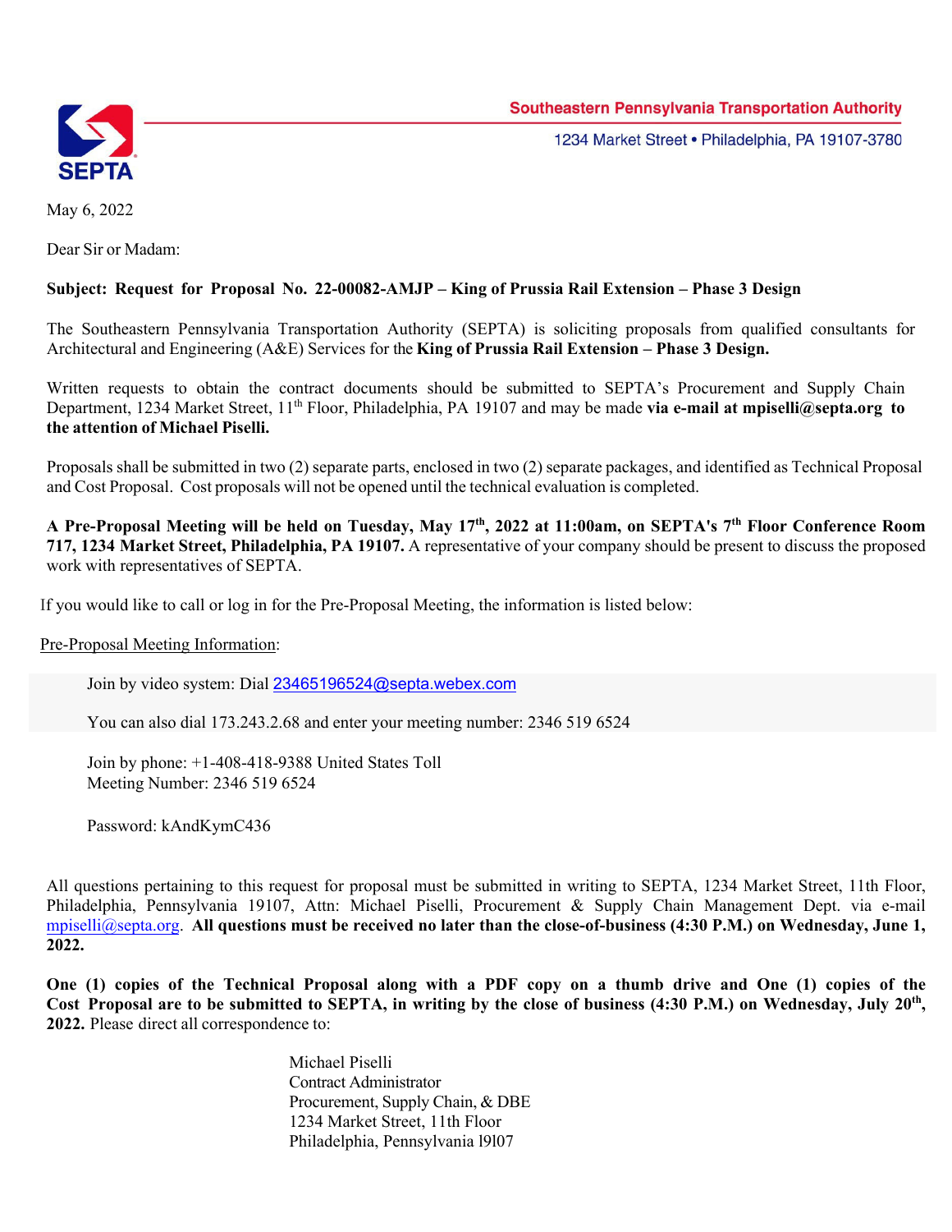SEPTA

Southeastern Pennsylvania Transportation Authority

1234 Market Street • Philadelphia, PA 19107-3780

May 6, 2022

Dear Sir or Madam:

**Subject: Request for Proposal No. 22-00082-AMJP – King of Prussia Rail Extension – Phase 3 Design**

The Southeastern Pennsylvania Transportation Authority (SEPTA) is soliciting proposals from qualified consultants for Architectural and Engineering (A&E) Services for the **King of Prussia Rail Extension – Phase 3 Design.**

Written requests to obtain the contract documents should be submitted to SEPTA's Procurement and Supply Chain Department, 1234 Market Street, 11th Floor, Philadelphia, PA 19107 and may be made **via e-mail at mpiselli@septa.org to the attention of Michael Piselli.**

Proposals shall be submitted in two (2) separate parts, enclosed in two (2) separate packages, and identified as Technical Proposal and Cost Proposal. Cost proposals will not be opened until the technical evaluation is completed.

**A Pre-Proposal Meeting will be held on Tuesday, May 17th, 2022 at 11:00am, on SEPTA's 7th Floor Conference Room 717, 1234 Market Street, Philadelphia, PA 19107.** A representative of your company should be present to discuss the proposed work with representatives of SEPTA.

If you would like to call or log in for the Pre-Proposal Meeting, the information is listed below:

Pre-Proposal Meeting Information:

Join by video system: Dial 23465196524@septa.webex.com

You can also dial 173.243.2.68 and enter your meeting number: 2346 519 6524

Join by phone: +1-408-418-9388 United States Toll
Meeting Number: 2346 519 6524

Password: kAndKymC436

All questions pertaining to this request for proposal must be submitted in writing to SEPTA, 1234 Market Street, 11th Floor, Philadelphia, Pennsylvania 19107, Attn: Michael Piselli, Procurement & Supply Chain Management Dept. via e-mail mpiselli@septa.org. **All questions must be received no later than the close-of-business (4:30 P.M.) on Wednesday, June 1, 2022.**

**One (1) copies of the Technical Proposal along with a PDF copy on a thumb drive and One (1) copies of the Cost Proposal are to be submitted to SEPTA, in writing by the close of business (4:30 P.M.) on Wednesday, July 20th, 2022.** Please direct all correspondence to:

Michael Piselli
Contract Administrator
Procurement, Supply Chain, & DBE
1234 Market Street, 11th Floor
Philadelphia, Pennsylvania 19107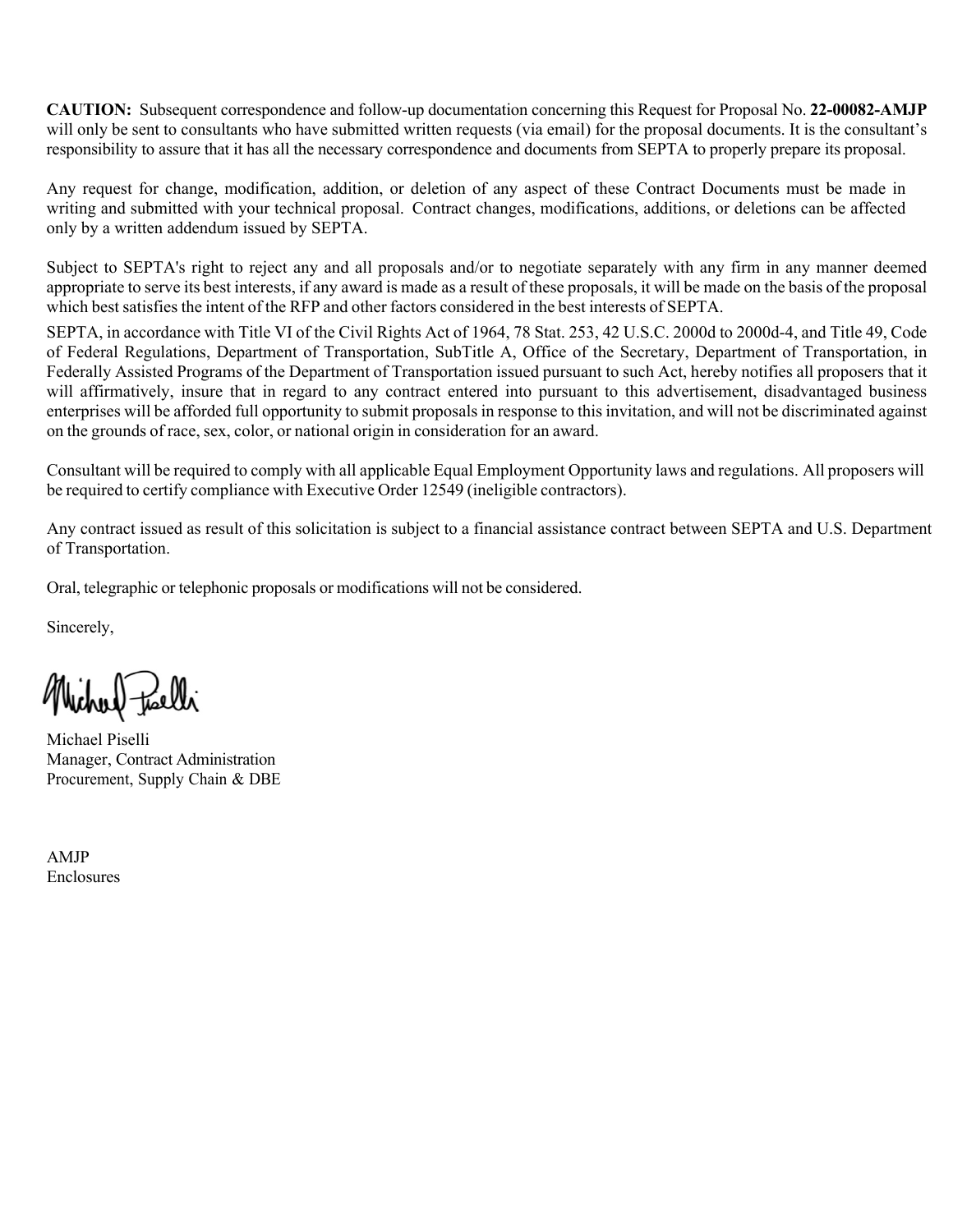**CAUTION:** Subsequent correspondence and follow-up documentation concerning this Request for Proposal No. **22-00082-AMJP** will only be sent to consultants who have submitted written requests (via email) for the proposal documents. It is the consultant's responsibility to assure that it has all the necessary correspondence and documents from SEPTA to properly prepare its proposal.

Any request for change, modification, addition, or deletion of any aspect of these Contract Documents must be made in writing and submitted with your technical proposal. Contract changes, modifications, additions, or deletions can be affected only by a written addendum issued by SEPTA.

Subject to SEPTA's right to reject any and all proposals and/or to negotiate separately with any firm in any manner deemed appropriate to serve its best interests, if any award is made as a result of these proposals, it will be made on the basis of the proposal which best satisfies the intent of the RFP and other factors considered in the best interests of SEPTA.

SEPTA, in accordance with Title VI of the Civil Rights Act of 1964, 78 Stat. 253, 42 U.S.C. 2000d to 2000d-4, and Title 49, Code of Federal Regulations, Department of Transportation, SubTitle A, Office of the Secretary, Department of Transportation, in Federally Assisted Programs of the Department of Transportation issued pursuant to such Act, hereby notifies all proposers that it will affirmatively, insure that in regard to any contract entered into pursuant to this advertisement, disadvantaged business enterprises will be afforded full opportunity to submit proposals in response to this invitation, and will not be discriminated against on the grounds of race, sex, color, or national origin in consideration for an award.

Consultant will be required to comply with all applicable Equal Employment Opportunity laws and regulations. All proposers will be required to certify compliance with Executive Order 12549 (ineligible contractors).

Any contract issued as result of this solicitation is subject to a financial assistance contract between SEPTA and U.S. Department of Transportation.

Oral, telegraphic or telephonic proposals or modifications will not be considered.

Sincerely,

Michael Piselli
Manager, Contract Administration
Procurement, Supply Chain & DBE

AMJP
Enclosures